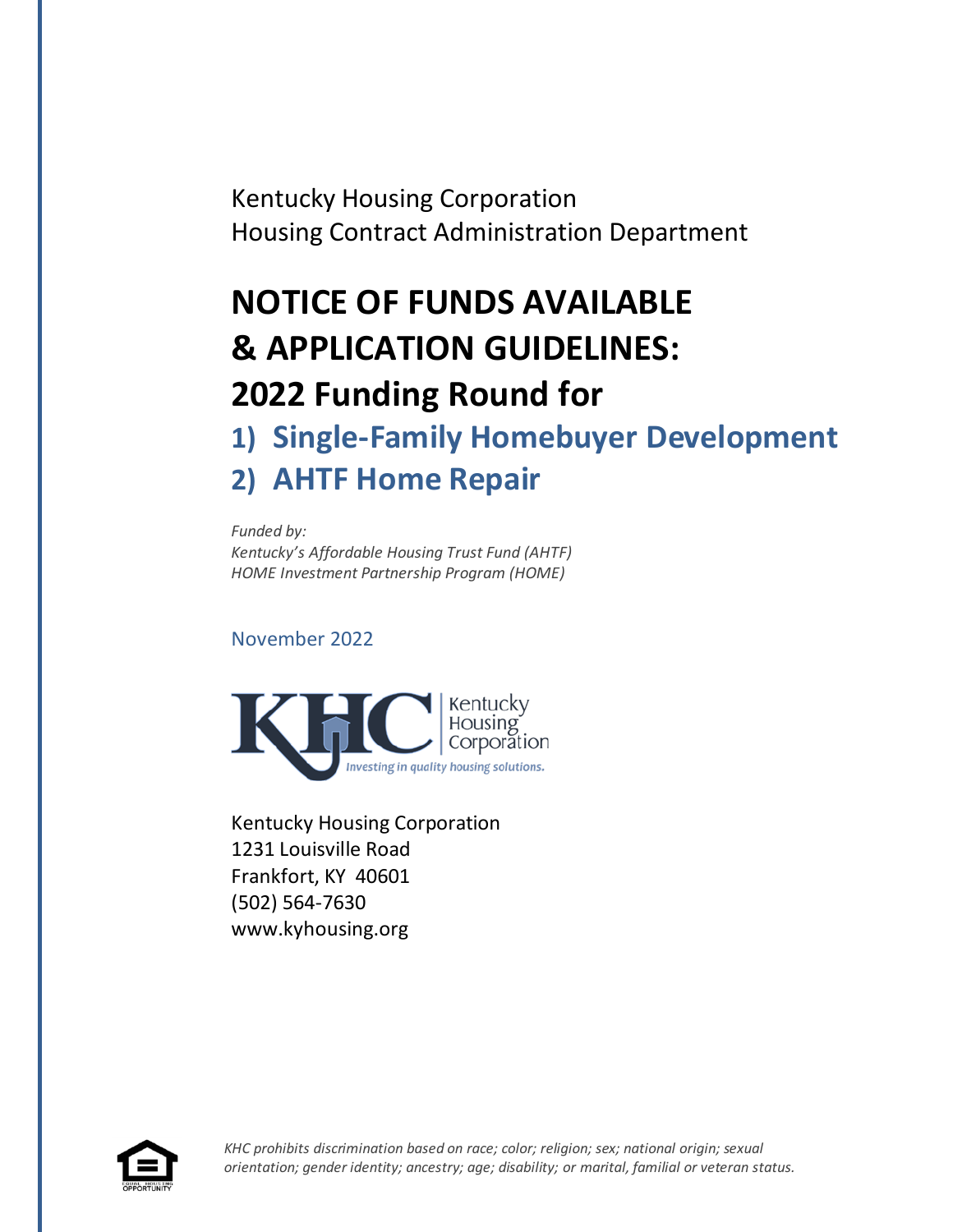Kentucky Housing Corporation
Housing Contract Administration Department

# NOTICE OF FUNDS AVAILABLE & APPLICATION GUIDELINES: 2022 Funding Round for

## 1) Single-Family Homebuyer Development
## 2) AHTF Home Repair

*Funded by:*
*Kentucky's Affordable Housing Trust Fund (AHTF)*
*HOME Investment Partnership Program (HOME)*

November 2022

KHC Kentucky Housing Corporation
*Investing in quality housing solutions.*

Kentucky Housing Corporation
1231 Louisville Road
Frankfort, KY 40601
(502) 564-7630
www.kyhousing.org

*KHC prohibits discrimination based on race; color; religion; sex; national origin; sexual orientation; gender identity; ancestry; age; disability; or marital, familial or veteran status.*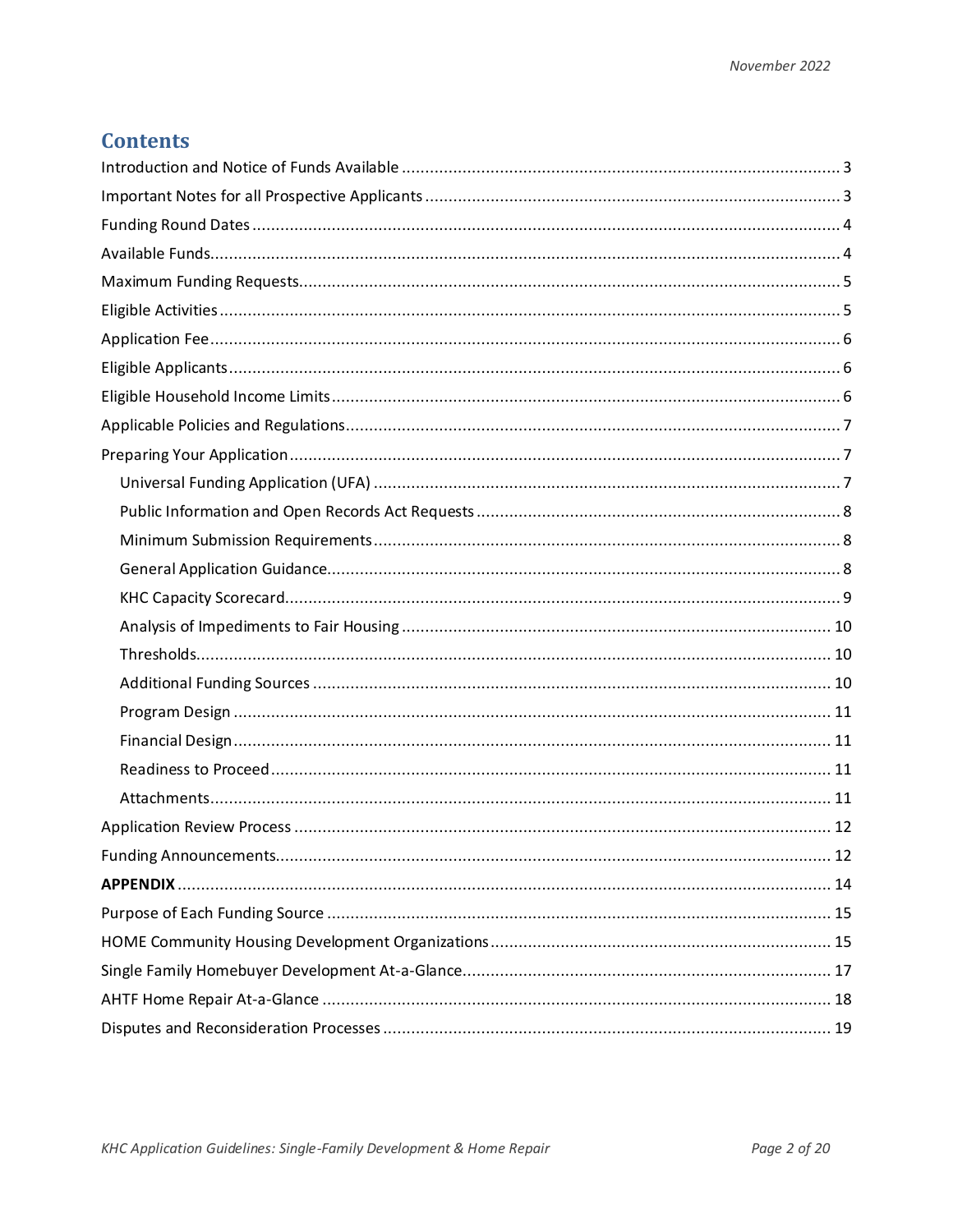## Contents

- Introduction and Notice of Funds Available ..... 3
- Important Notes for all Prospective Applicants ..... 3
- Funding Round Dates ..... 4
- Available Funds ..... 4
- Maximum Funding Requests ..... 5
- Eligible Activities ..... 5
- Application Fee ..... 6
- Eligible Applicants ..... 6
- Eligible Household Income Limits ..... 6
- Applicable Policies and Regulations ..... 7
- Preparing Your Application ..... 7
  - Universal Funding Application (UFA) ..... 7
  - Public Information and Open Records Act Requests ..... 8
  - Minimum Submission Requirements ..... 8
  - General Application Guidance ..... 8
  - KHC Capacity Scorecard ..... 9
  - Analysis of Impediments to Fair Housing ..... 10
  - Thresholds ..... 10
  - Additional Funding Sources ..... 10
  - Program Design ..... 11
  - Financial Design ..... 11
  - Readiness to Proceed ..... 11
  - Attachments ..... 11
- Application Review Process ..... 12
- Funding Announcements ..... 12
- **APPENDIX** ..... 14
- Purpose of Each Funding Source ..... 15
- HOME Community Housing Development Organizations ..... 15
- Single Family Homebuyer Development At-a-Glance ..... 17
- AHTF Home Repair At-a-Glance ..... 18
- Disputes and Reconsideration Processes ..... 19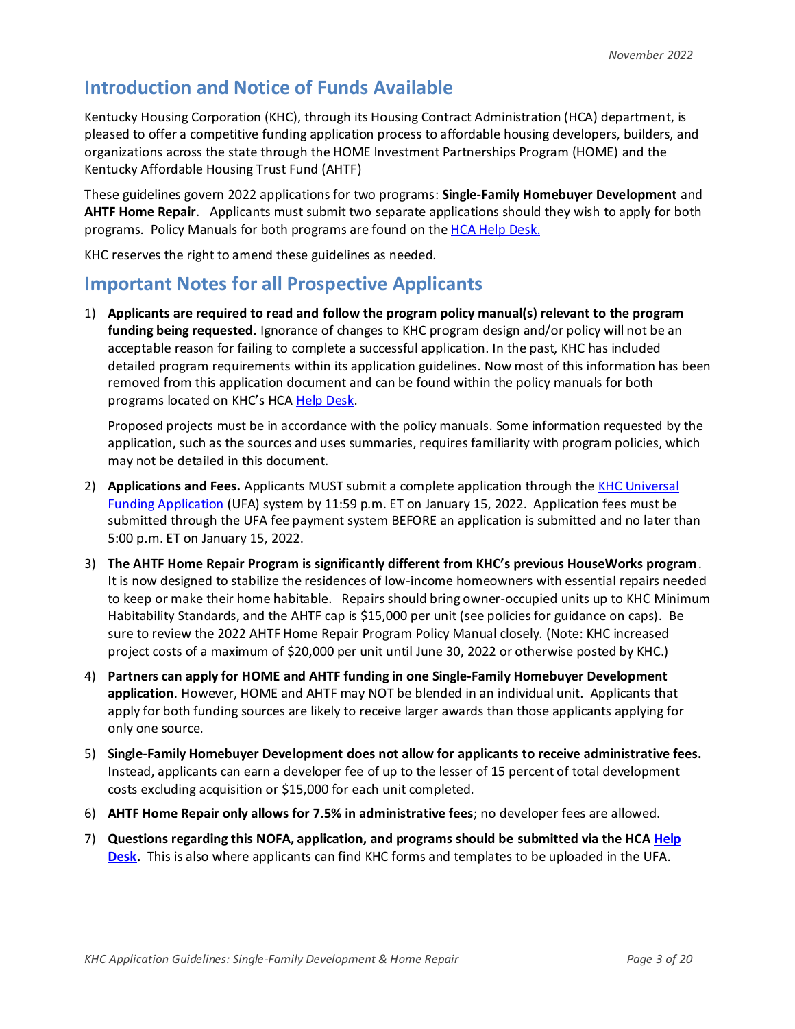November 2022

## Introduction and Notice of Funds Available

Kentucky Housing Corporation (KHC), through its Housing Contract Administration (HCA) department, is pleased to offer a competitive funding application process to affordable housing developers, builders, and organizations across the state through the HOME Investment Partnerships Program (HOME) and the Kentucky Affordable Housing Trust Fund (AHTF)

These guidelines govern 2022 applications for two programs: **Single-Family Homebuyer Development** and **AHTF Home Repair**. Applicants must submit two separate applications should they wish to apply for both programs. Policy Manuals for both programs are found on the HCA Help Desk.

KHC reserves the right to amend these guidelines as needed.

## Important Notes for all Prospective Applicants

1) **Applicants are required to read and follow the program policy manual(s) relevant to the program funding being requested.** Ignorance of changes to KHC program design and/or policy will not be an acceptable reason for failing to complete a successful application. In the past, KHC has included detailed program requirements within its application guidelines. Now most of this information has been removed from this application document and can be found within the policy manuals for both programs located on KHC's HCA Help Desk.

   Proposed projects must be in accordance with the policy manuals. Some information requested by the application, such as the sources and uses summaries, requires familiarity with program policies, which may not be detailed in this document.

2) **Applications and Fees.** Applicants MUST submit a complete application through the KHC Universal Funding Application (UFA) system by 11:59 p.m. ET on January 15, 2022. Application fees must be submitted through the UFA fee payment system BEFORE an application is submitted and no later than 5:00 p.m. ET on January 15, 2022.

3) **The AHTF Home Repair Program is significantly different from KHC's previous HouseWorks program**. It is now designed to stabilize the residences of low-income homeowners with essential repairs needed to keep or make their home habitable. Repairs should bring owner-occupied units up to KHC Minimum Habitability Standards, and the AHTF cap is $15,000 per unit (see policies for guidance on caps). Be sure to review the 2022 AHTF Home Repair Program Policy Manual closely. (Note: KHC increased project costs of a maximum of $20,000 per unit until June 30, 2022 or otherwise posted by KHC.)

4) **Partners can apply for HOME and AHTF funding in one Single-Family Homebuyer Development application**. However, HOME and AHTF may NOT be blended in an individual unit. Applicants that apply for both funding sources are likely to receive larger awards than those applicants applying for only one source.

5) **Single-Family Homebuyer Development does not allow for applicants to receive administrative fees.** Instead, applicants can earn a developer fee of up to the lesser of 15 percent of total development costs excluding acquisition or $15,000 for each unit completed.

6) **AHTF Home Repair only allows for 7.5% in administrative fees**; no developer fees are allowed.

7) **Questions regarding this NOFA, application, and programs should be submitted via the HCA Help Desk.** This is also where applicants can find KHC forms and templates to be uploaded in the UFA.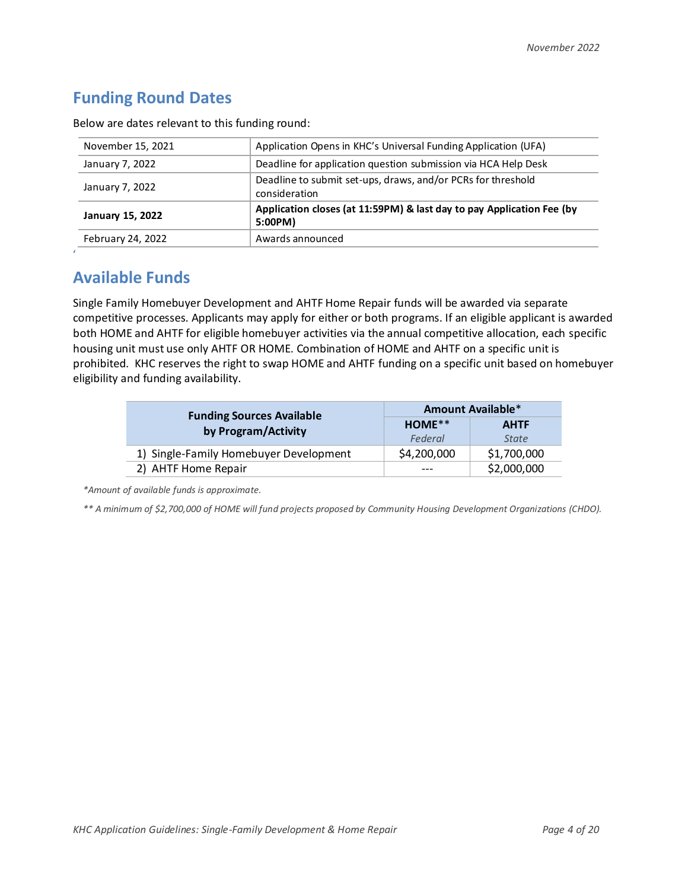## Funding Round Dates

Below are dates relevant to this funding round:

| | |
|---|---|
| November 15, 2021 | Application Opens in KHC's Universal Funding Application (UFA) |
| January 7, 2022 | Deadline for application question submission via HCA Help Desk |
| January 7, 2022 | Deadline to submit set-ups, draws, and/or PCRs for threshold consideration |
| **January 15, 2022** | **Application closes (at 11:59PM) & last day to pay Application Fee (by 5:00PM)** |
| February 24, 2022 | Awards announced |

## Available Funds

Single Family Homebuyer Development and AHTF Home Repair funds will be awarded via separate competitive processes. Applicants may apply for either or both programs. If an eligible applicant is awarded both HOME and AHTF for eligible homebuyer activities via the annual competitive allocation, each specific housing unit must use only AHTF OR HOME. Combination of HOME and AHTF on a specific unit is prohibited. KHC reserves the right to swap HOME and AHTF funding on a specific unit based on homebuyer eligibility and funding availability.

| Funding Sources Available by Program/Activity | Amount Available* | |
|---|---|---|
| | **HOME**** *Federal* | **AHTF** *State* |
| 1) Single-Family Homebuyer Development | $4,200,000 | $1,700,000 |
| 2) AHTF Home Repair | --- | $2,000,000 |

*\*Amount of available funds is approximate.*

*\*\* A minimum of $2,700,000 of HOME will fund projects proposed by Community Housing Development Organizations (CHDO).*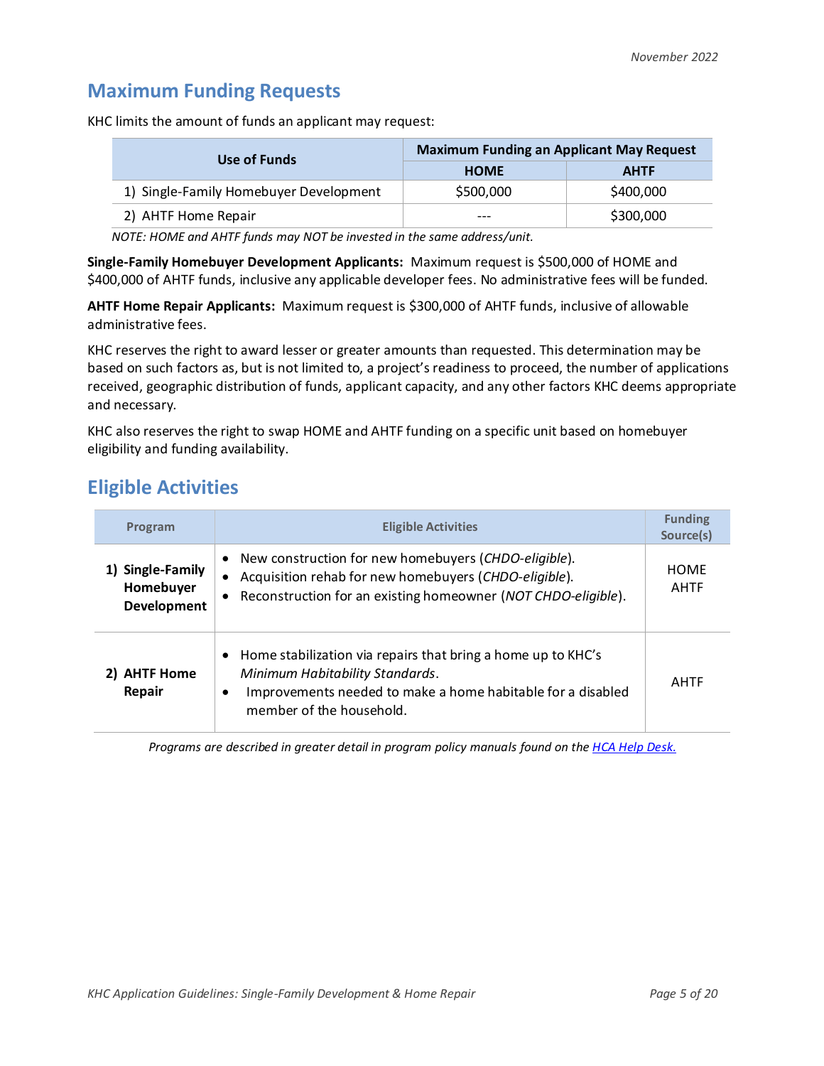## Maximum Funding Requests

KHC limits the amount of funds an applicant may request:

| Use of Funds | Maximum Funding an Applicant May Request | |
|---|---|---|
| | HOME | AHTF |
| 1) Single-Family Homebuyer Development | $500,000 | $400,000 |
| 2) AHTF Home Repair | --- | $300,000 |

*NOTE: HOME and AHTF funds may NOT be invested in the same address/unit.*

**Single-Family Homebuyer Development Applicants:** Maximum request is $500,000 of HOME and $400,000 of AHTF funds, inclusive any applicable developer fees. No administrative fees will be funded.

**AHTF Home Repair Applicants:** Maximum request is $300,000 of AHTF funds, inclusive of allowable administrative fees.

KHC reserves the right to award lesser or greater amounts than requested. This determination may be based on such factors as, but is not limited to, a project's readiness to proceed, the number of applications received, geographic distribution of funds, applicant capacity, and any other factors KHC deems appropriate and necessary.

KHC also reserves the right to swap HOME and AHTF funding on a specific unit based on homebuyer eligibility and funding availability.

## Eligible Activities

| Program | Eligible Activities | Funding Source(s) |
|---|---|---|
| **1) Single-Family Homebuyer Development** | • New construction for new homebuyers (*CHDO-eligible*).<br>• Acquisition rehab for new homebuyers (*CHDO-eligible*).<br>• Reconstruction for an existing homeowner (*NOT CHDO-eligible*). | HOME<br>AHTF |
| **2) AHTF Home Repair** | • Home stabilization via repairs that bring a home up to KHC's *Minimum Habitability Standards*.<br>• Improvements needed to make a home habitable for a disabled member of the household. | AHTF |

*Programs are described in greater detail in program policy manuals found on the [HCA Help Desk.](HCA Help Desk)*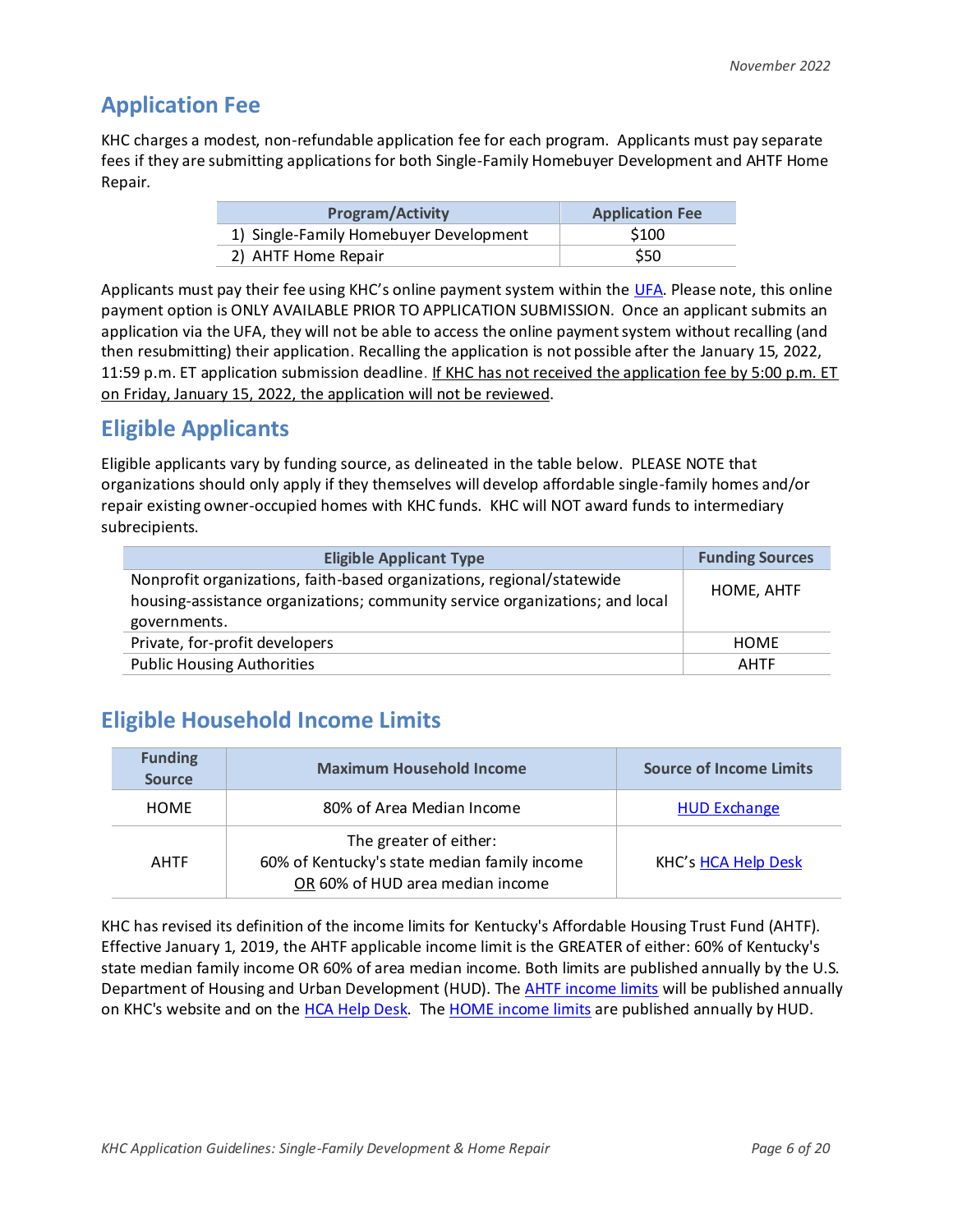## Application Fee

KHC charges a modest, non-refundable application fee for each program. Applicants must pay separate fees if they are submitting applications for both Single-Family Homebuyer Development and AHTF Home Repair.

| Program/Activity | Application Fee |
|---|---|
| 1) Single-Family Homebuyer Development | $100 |
| 2) AHTF Home Repair | $50 |

Applicants must pay their fee using KHC's online payment system within the UFA. Please note, this online payment option is ONLY AVAILABLE PRIOR TO APPLICATION SUBMISSION. Once an applicant submits an application via the UFA, they will not be able to access the online payment system without recalling (and then resubmitting) their application. Recalling the application is not possible after the January 15, 2022, 11:59 p.m. ET application submission deadline. <u>If KHC has not received the application fee by 5:00 p.m. ET on Friday, January 15, 2022, the application will not be reviewed</u>.

## Eligible Applicants

Eligible applicants vary by funding source, as delineated in the table below. PLEASE NOTE that organizations should only apply if they themselves will develop affordable single-family homes and/or repair existing owner-occupied homes with KHC funds. KHC will NOT award funds to intermediary subrecipients.

| Eligible Applicant Type | Funding Sources |
|---|---|
| Nonprofit organizations, faith-based organizations, regional/statewide housing-assistance organizations; community service organizations; and local governments. | HOME, AHTF |
| Private, for-profit developers | HOME |
| Public Housing Authorities | AHTF |

## Eligible Household Income Limits

| Funding Source | Maximum Household Income | Source of Income Limits |
|---|---|---|
| HOME | 80% of Area Median Income | HUD Exchange |
| AHTF | The greater of either:<br>60% of Kentucky's state median family income<br><u>OR</u> 60% of HUD area median income | KHC's HCA Help Desk |

KHC has revised its definition of the income limits for Kentucky's Affordable Housing Trust Fund (AHTF). Effective January 1, 2019, the AHTF applicable income limit is the GREATER of either: 60% of Kentucky's state median family income OR 60% of area median income. Both limits are published annually by the U.S. Department of Housing and Urban Development (HUD). The AHTF income limits will be published annually on KHC's website and on the HCA Help Desk. The HOME income limits are published annually by HUD.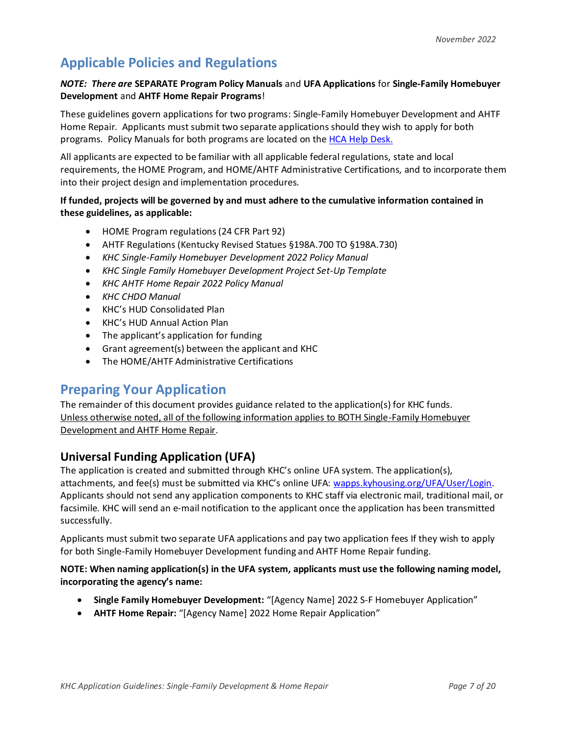## Applicable Policies and Regulations

***NOTE: There are* SEPARATE Program Policy Manuals and UFA Applications for Single-Family Homebuyer Development and AHTF Home Repair Programs!**

These guidelines govern applications for two programs: Single-Family Homebuyer Development and AHTF Home Repair. Applicants must submit two separate applications should they wish to apply for both programs. Policy Manuals for both programs are located on the [HCA Help Desk.](#)

All applicants are expected to be familiar with all applicable federal regulations, state and local requirements, the HOME Program, and HOME/AHTF Administrative Certifications, and to incorporate them into their project design and implementation procedures.

**If funded, projects will be governed by and must adhere to the cumulative information contained in these guidelines, as applicable:**

- HOME Program regulations (24 CFR Part 92)
- AHTF Regulations (Kentucky Revised Statues §198A.700 TO §198A.730)
- *KHC Single-Family Homebuyer Development 2022 Policy Manual*
- *KHC Single Family Homebuyer Development Project Set-Up Template*
- *KHC AHTF Home Repair 2022 Policy Manual*
- *KHC CHDO Manual*
- KHC's HUD Consolidated Plan
- KHC's HUD Annual Action Plan
- The applicant's application for funding
- Grant agreement(s) between the applicant and KHC
- The HOME/AHTF Administrative Certifications

## Preparing Your Application

The remainder of this document provides guidance related to the application(s) for KHC funds. <u>Unless otherwise noted, all of the following information applies to BOTH Single-Family Homebuyer Development and AHTF Home Repair</u>.

### Universal Funding Application (UFA)

The application is created and submitted through KHC's online UFA system. The application(s), attachments, and fee(s) must be submitted via KHC's online UFA: [wapps.kyhousing.org/UFA/User/Login](wapps.kyhousing.org/UFA/User/Login). Applicants should not send any application components to KHC staff via electronic mail, traditional mail, or facsimile. KHC will send an e-mail notification to the applicant once the application has been transmitted successfully.

Applicants must submit two separate UFA applications and pay two application fees If they wish to apply for both Single-Family Homebuyer Development funding and AHTF Home Repair funding.

**NOTE: When naming application(s) in the UFA system, applicants must use the following naming model, incorporating the agency's name:**

- **Single Family Homebuyer Development:** "[Agency Name] 2022 S-F Homebuyer Application"
- **AHTF Home Repair:** "[Agency Name] 2022 Home Repair Application"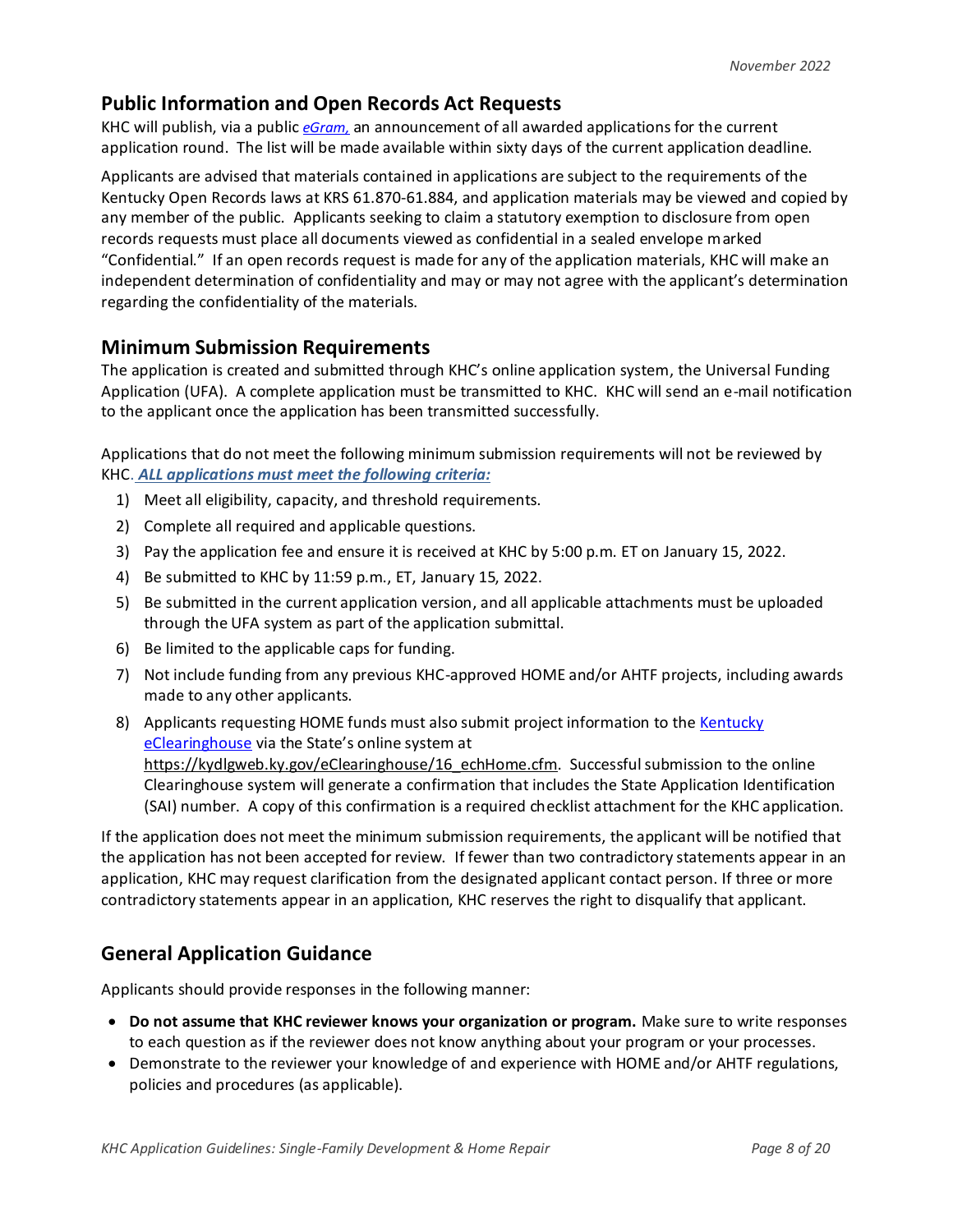## Public Information and Open Records Act Requests

KHC will publish, via a public *eGram,* an announcement of all awarded applications for the current application round. The list will be made available within sixty days of the current application deadline.

Applicants are advised that materials contained in applications are subject to the requirements of the Kentucky Open Records laws at KRS 61.870-61.884, and application materials may be viewed and copied by any member of the public. Applicants seeking to claim a statutory exemption to disclosure from open records requests must place all documents viewed as confidential in a sealed envelope marked "Confidential." If an open records request is made for any of the application materials, KHC will make an independent determination of confidentiality and may or may not agree with the applicant's determination regarding the confidentiality of the materials.

## Minimum Submission Requirements

The application is created and submitted through KHC's online application system, the Universal Funding Application (UFA). A complete application must be transmitted to KHC. KHC will send an e-mail notification to the applicant once the application has been transmitted successfully.

Applications that do not meet the following minimum submission requirements will not be reviewed by KHC. ***ALL applications must meet the following criteria:***

1) Meet all eligibility, capacity, and threshold requirements.
2) Complete all required and applicable questions.
3) Pay the application fee and ensure it is received at KHC by 5:00 p.m. ET on January 15, 2022.
4) Be submitted to KHC by 11:59 p.m., ET, January 15, 2022.
5) Be submitted in the current application version, and all applicable attachments must be uploaded through the UFA system as part of the application submittal.
6) Be limited to the applicable caps for funding.
7) Not include funding from any previous KHC-approved HOME and/or AHTF projects, including awards made to any other applicants.
8) Applicants requesting HOME funds must also submit project information to the Kentucky eClearinghouse via the State's online system at https://kydlgweb.ky.gov/eClearinghouse/16_echHome.cfm. Successful submission to the online Clearinghouse system will generate a confirmation that includes the State Application Identification (SAI) number. A copy of this confirmation is a required checklist attachment for the KHC application.

If the application does not meet the minimum submission requirements, the applicant will be notified that the application has not been accepted for review. If fewer than two contradictory statements appear in an application, KHC may request clarification from the designated applicant contact person. If three or more contradictory statements appear in an application, KHC reserves the right to disqualify that applicant.

## General Application Guidance

Applicants should provide responses in the following manner:

- **Do not assume that KHC reviewer knows your organization or program.** Make sure to write responses to each question as if the reviewer does not know anything about your program or your processes.
- Demonstrate to the reviewer your knowledge of and experience with HOME and/or AHTF regulations, policies and procedures (as applicable).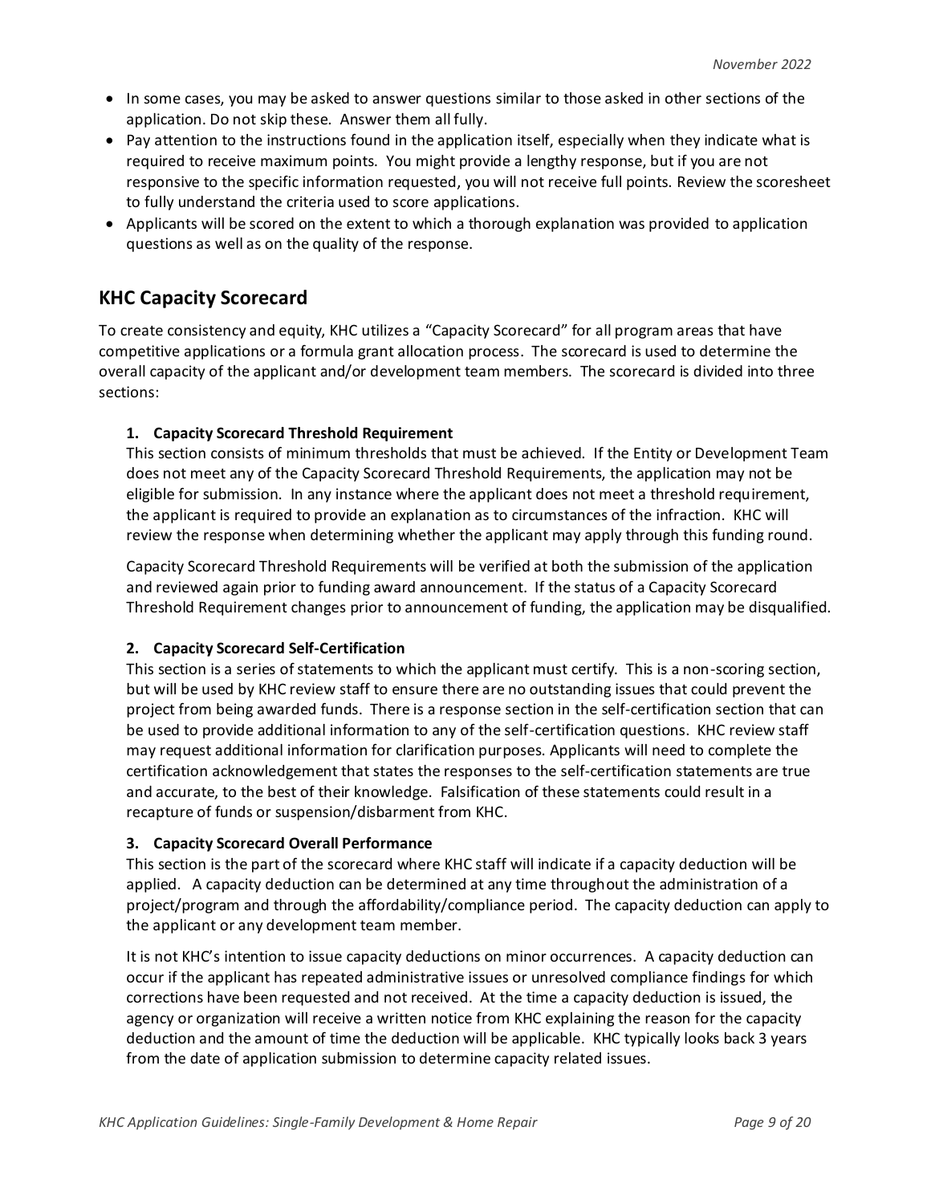- In some cases, you may be asked to answer questions similar to those asked in other sections of the application. Do not skip these. Answer them all fully.
- Pay attention to the instructions found in the application itself, especially when they indicate what is required to receive maximum points. You might provide a lengthy response, but if you are not responsive to the specific information requested, you will not receive full points. Review the scoresheet to fully understand the criteria used to score applications.
- Applicants will be scored on the extent to which a thorough explanation was provided to application questions as well as on the quality of the response.

## KHC Capacity Scorecard

To create consistency and equity, KHC utilizes a "Capacity Scorecard" for all program areas that have competitive applications or a formula grant allocation process. The scorecard is used to determine the overall capacity of the applicant and/or development team members. The scorecard is divided into three sections:

1. **Capacity Scorecard Threshold Requirement**
This section consists of minimum thresholds that must be achieved. If the Entity or Development Team does not meet any of the Capacity Scorecard Threshold Requirements, the application may not be eligible for submission. In any instance where the applicant does not meet a threshold requirement, the applicant is required to provide an explanation as to circumstances of the infraction. KHC will review the response when determining whether the applicant may apply through this funding round.

   Capacity Scorecard Threshold Requirements will be verified at both the submission of the application and reviewed again prior to funding award announcement. If the status of a Capacity Scorecard Threshold Requirement changes prior to announcement of funding, the application may be disqualified.

2. **Capacity Scorecard Self-Certification**
This section is a series of statements to which the applicant must certify. This is a non-scoring section, but will be used by KHC review staff to ensure there are no outstanding issues that could prevent the project from being awarded funds. There is a response section in the self-certification section that can be used to provide additional information to any of the self-certification questions. KHC review staff may request additional information for clarification purposes. Applicants will need to complete the certification acknowledgement that states the responses to the self-certification statements are true and accurate, to the best of their knowledge. Falsification of these statements could result in a recapture of funds or suspension/disbarment from KHC.

3. **Capacity Scorecard Overall Performance**
This section is the part of the scorecard where KHC staff will indicate if a capacity deduction will be applied. A capacity deduction can be determined at any time throughout the administration of a project/program and through the affordability/compliance period. The capacity deduction can apply to the applicant or any development team member.

   It is not KHC's intention to issue capacity deductions on minor occurrences. A capacity deduction can occur if the applicant has repeated administrative issues or unresolved compliance findings for which corrections have been requested and not received. At the time a capacity deduction is issued, the agency or organization will receive a written notice from KHC explaining the reason for the capacity deduction and the amount of time the deduction will be applicable. KHC typically looks back 3 years from the date of application submission to determine capacity related issues.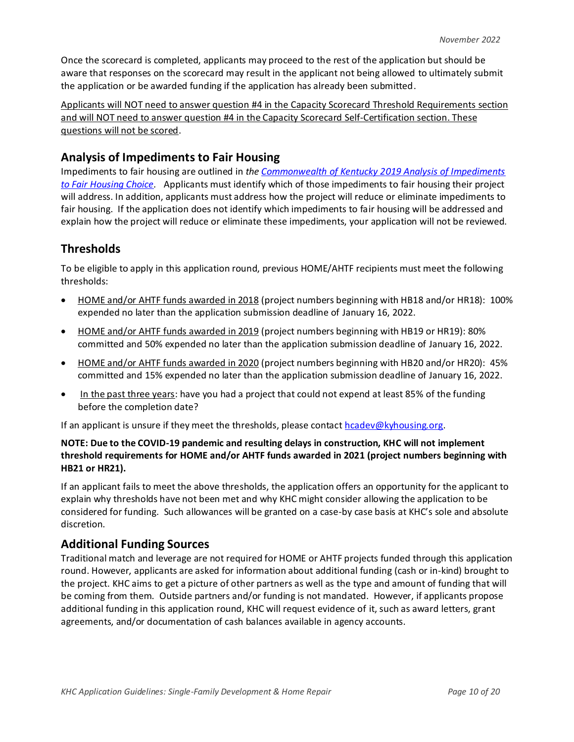Once the scorecard is completed, applicants may proceed to the rest of the application but should be aware that responses on the scorecard may result in the applicant not being allowed to ultimately submit the application or be awarded funding if the application has already been submitted.

<u>Applicants will NOT need to answer question #4 in the Capacity Scorecard Threshold Requirements section and will NOT need to answer question #4 in the Capacity Scorecard Self-Certification section. These questions will not be scored</u>.

## Analysis of Impediments to Fair Housing

Impediments to fair housing are outlined in *the [Commonwealth of Kentucky 2019 Analysis of Impediments to Fair Housing Choice](#)*. Applicants must identify which of those impediments to fair housing their project will address. In addition, applicants must address how the project will reduce or eliminate impediments to fair housing. If the application does not identify which impediments to fair housing will be addressed and explain how the project will reduce or eliminate these impediments, your application will not be reviewed.

## Thresholds

To be eligible to apply in this application round, previous HOME/AHTF recipients must meet the following thresholds:

- <u>HOME and/or AHTF funds awarded in 2018</u> (project numbers beginning with HB18 and/or HR18): 100% expended no later than the application submission deadline of January 16, 2022.
- <u>HOME and/or AHTF funds awarded in 2019</u> (project numbers beginning with HB19 or HR19): 80% committed and 50% expended no later than the application submission deadline of January 16, 2022.
- <u>HOME and/or AHTF funds awarded in 2020</u> (project numbers beginning with HB20 and/or HR20): 45% committed and 15% expended no later than the application submission deadline of January 16, 2022.
- <u>In the past three years</u>: have you had a project that could not expend at least 85% of the funding before the completion date?

If an applicant is unsure if they meet the thresholds, please contact [hcadev@kyhousing.org](mailto:hcadev@kyhousing.org).

**NOTE: Due to the COVID-19 pandemic and resulting delays in construction, KHC will not implement threshold requirements for HOME and/or AHTF funds awarded in 2021 (project numbers beginning with HB21 or HR21).**

If an applicant fails to meet the above thresholds, the application offers an opportunity for the applicant to explain why thresholds have not been met and why KHC might consider allowing the application to be considered for funding. Such allowances will be granted on a case-by case basis at KHC's sole and absolute discretion.

## Additional Funding Sources

Traditional match and leverage are not required for HOME or AHTF projects funded through this application round. However, applicants are asked for information about additional funding (cash or in-kind) brought to the project. KHC aims to get a picture of other partners as well as the type and amount of funding that will be coming from them. Outside partners and/or funding is not mandated. However, if applicants propose additional funding in this application round, KHC will request evidence of it, such as award letters, grant agreements, and/or documentation of cash balances available in agency accounts.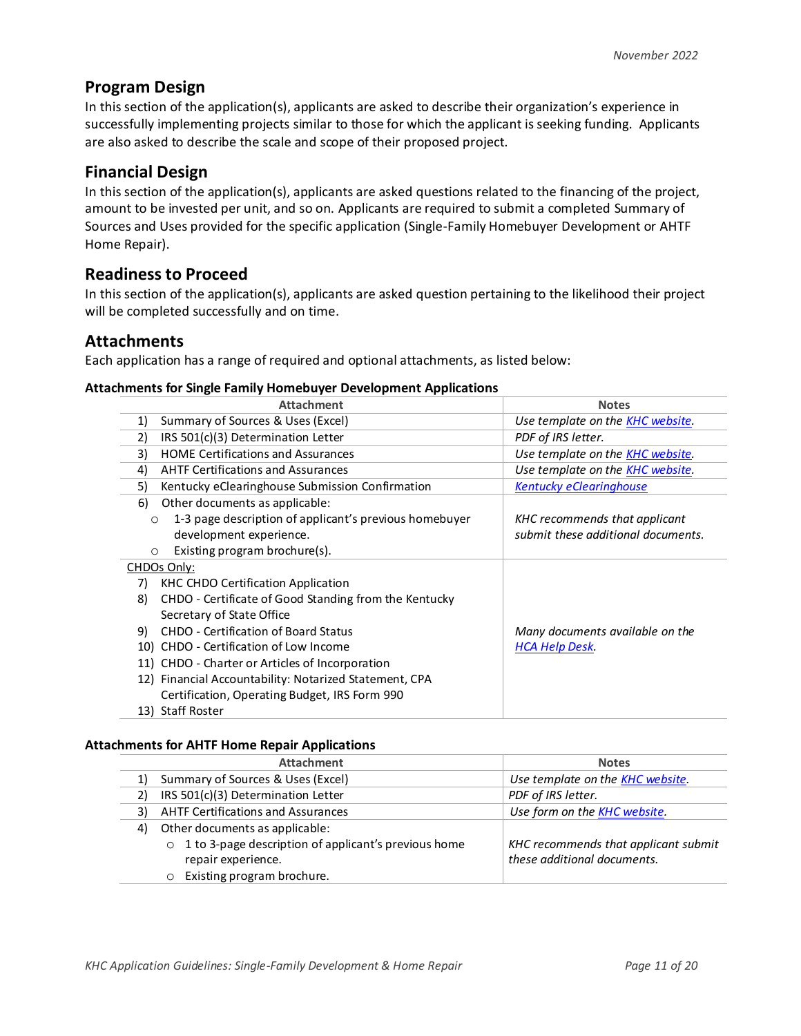## Program Design

In this section of the application(s), applicants are asked to describe their organization's experience in successfully implementing projects similar to those for which the applicant is seeking funding. Applicants are also asked to describe the scale and scope of their proposed project.

## Financial Design

In this section of the application(s), applicants are asked questions related to the financing of the project, amount to be invested per unit, and so on. Applicants are required to submit a completed Summary of Sources and Uses provided for the specific application (Single-Family Homebuyer Development or AHTF Home Repair).

## Readiness to Proceed

In this section of the application(s), applicants are asked question pertaining to the likelihood their project will be completed successfully and on time.

## Attachments

Each application has a range of required and optional attachments, as listed below:

**Attachments for Single Family Homebuyer Development Applications**

| Attachment | Notes |
|---|---|
| 1) Summary of Sources & Uses (Excel) | *Use template on the KHC website.* |
| 2) IRS 501(c)(3) Determination Letter | *PDF of IRS letter.* |
| 3) HOME Certifications and Assurances | *Use template on the KHC website.* |
| 4) AHTF Certifications and Assurances | *Use template on the KHC website.* |
| 5) Kentucky eClearinghouse Submission Confirmation | *Kentucky eClearinghouse* |
| 6) Other documents as applicable:<br>○ 1-3 page description of applicant's previous homebuyer development experience.<br>○ Existing program brochure(s). | *KHC recommends that applicant submit these additional documents.* |
| CHDOs Only:<br>7) KHC CHDO Certification Application<br>8) CHDO - Certificate of Good Standing from the Kentucky Secretary of State Office<br>9) CHDO - Certification of Board Status<br>10) CHDO - Certification of Low Income<br>11) CHDO - Charter or Articles of Incorporation<br>12) Financial Accountability: Notarized Statement, CPA Certification, Operating Budget, IRS Form 990<br>13) Staff Roster | *Many documents available on the HCA Help Desk.* |

**Attachments for AHTF Home Repair Applications**

| Attachment | Notes |
|---|---|
| 1) Summary of Sources & Uses (Excel) | *Use template on the KHC website.* |
| 2) IRS 501(c)(3) Determination Letter | *PDF of IRS letter.* |
| 3) AHTF Certifications and Assurances | *Use form on the KHC website.* |
| 4) Other documents as applicable:<br>○ 1 to 3-page description of applicant's previous home repair experience.<br>○ Existing program brochure. | *KHC recommends that applicant submit these additional documents.* |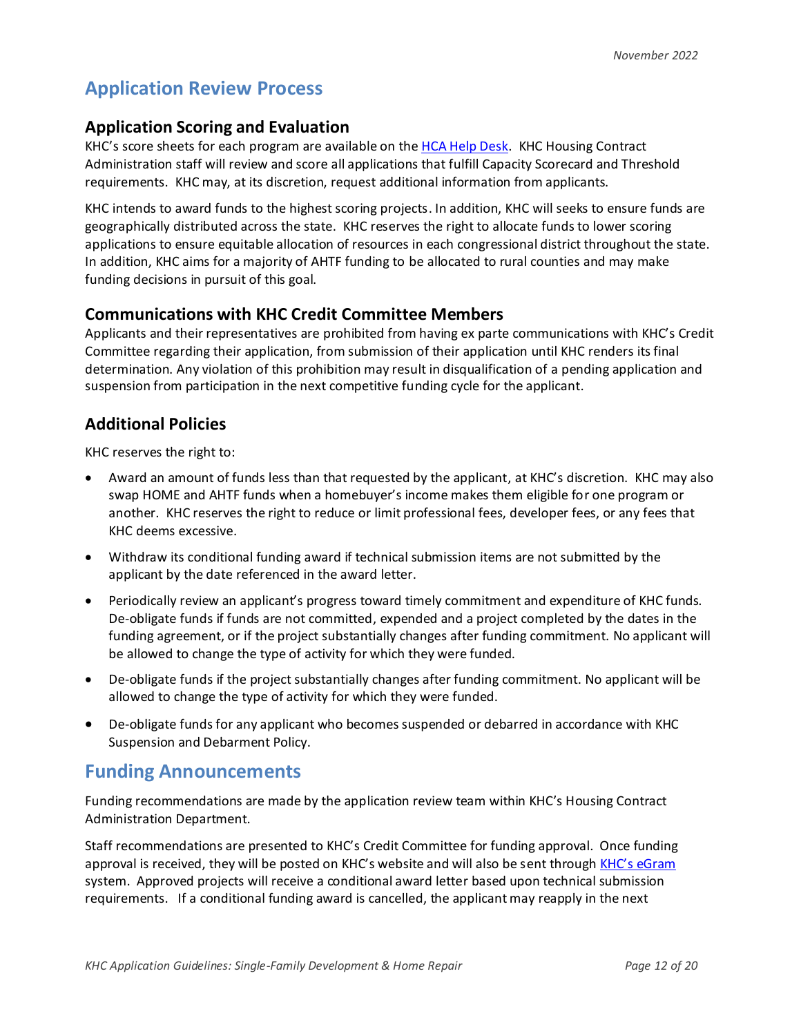## Application Review Process

### Application Scoring and Evaluation

KHC's score sheets for each program are available on the [HCA Help Desk](). KHC Housing Contract Administration staff will review and score all applications that fulfill Capacity Scorecard and Threshold requirements. KHC may, at its discretion, request additional information from applicants.

KHC intends to award funds to the highest scoring projects. In addition, KHC will seeks to ensure funds are geographically distributed across the state. KHC reserves the right to allocate funds to lower scoring applications to ensure equitable allocation of resources in each congressional district throughout the state. In addition, KHC aims for a majority of AHTF funding to be allocated to rural counties and may make funding decisions in pursuit of this goal.

### Communications with KHC Credit Committee Members

Applicants and their representatives are prohibited from having ex parte communications with KHC's Credit Committee regarding their application, from submission of their application until KHC renders its final determination. Any violation of this prohibition may result in disqualification of a pending application and suspension from participation in the next competitive funding cycle for the applicant.

### Additional Policies

KHC reserves the right to:

- Award an amount of funds less than that requested by the applicant, at KHC's discretion. KHC may also swap HOME and AHTF funds when a homebuyer's income makes them eligible for one program or another. KHC reserves the right to reduce or limit professional fees, developer fees, or any fees that KHC deems excessive.
- Withdraw its conditional funding award if technical submission items are not submitted by the applicant by the date referenced in the award letter.
- Periodically review an applicant's progress toward timely commitment and expenditure of KHC funds. De-obligate funds if funds are not committed, expended and a project completed by the dates in the funding agreement, or if the project substantially changes after funding commitment. No applicant will be allowed to change the type of activity for which they were funded.
- De-obligate funds if the project substantially changes after funding commitment. No applicant will be allowed to change the type of activity for which they were funded.
- De-obligate funds for any applicant who becomes suspended or debarred in accordance with KHC Suspension and Debarment Policy.

## Funding Announcements

Funding recommendations are made by the application review team within KHC's Housing Contract Administration Department.

Staff recommendations are presented to KHC's Credit Committee for funding approval. Once funding approval is received, they will be posted on KHC's website and will also be sent through [KHC's eGram]() system. Approved projects will receive a conditional award letter based upon technical submission requirements. If a conditional funding award is cancelled, the applicant may reapply in the next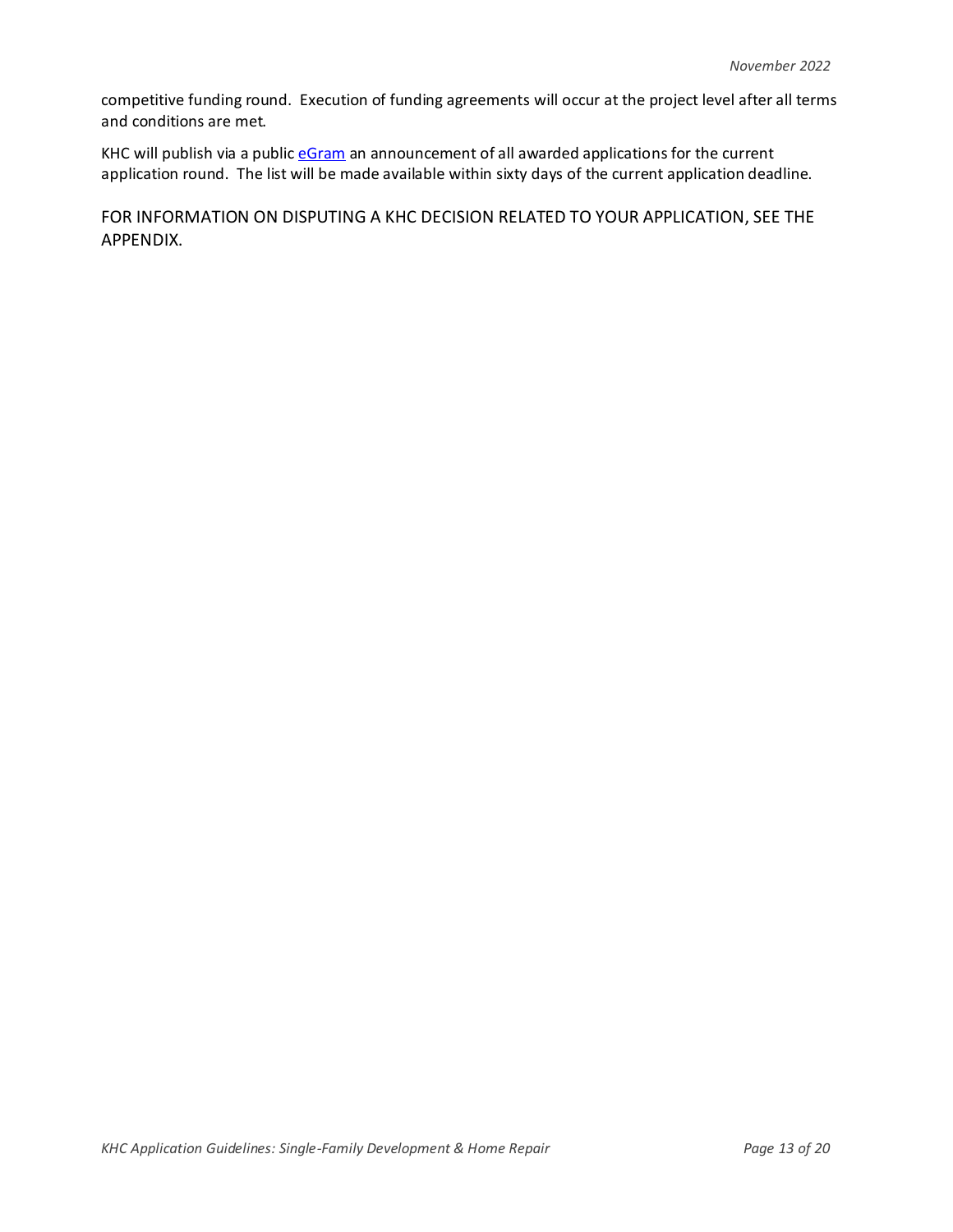competitive funding round. Execution of funding agreements will occur at the project level after all terms and conditions are met.

KHC will publish via a public eGram an announcement of all awarded applications for the current application round. The list will be made available within sixty days of the current application deadline.

FOR INFORMATION ON DISPUTING A KHC DECISION RELATED TO YOUR APPLICATION, SEE THE APPENDIX.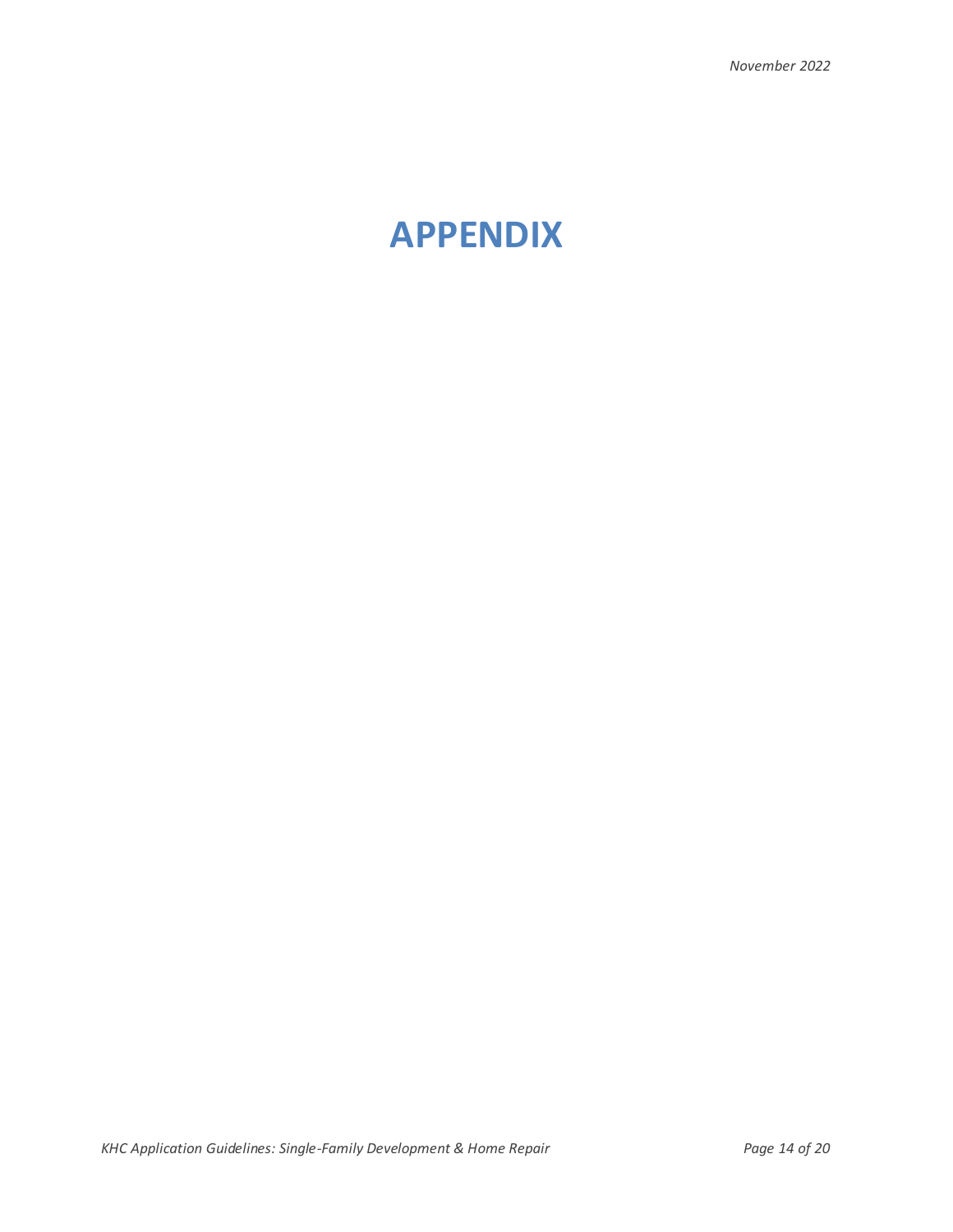# APPENDIX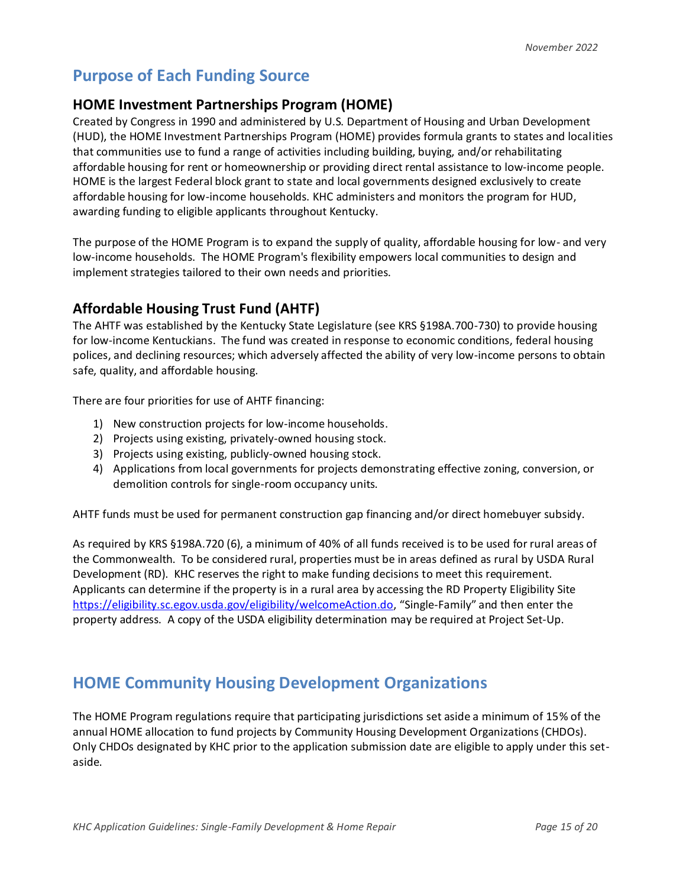## Purpose of Each Funding Source

### HOME Investment Partnerships Program (HOME)

Created by Congress in 1990 and administered by U.S. Department of Housing and Urban Development (HUD), the HOME Investment Partnerships Program (HOME) provides formula grants to states and localities that communities use to fund a range of activities including building, buying, and/or rehabilitating affordable housing for rent or homeownership or providing direct rental assistance to low-income people. HOME is the largest Federal block grant to state and local governments designed exclusively to create affordable housing for low-income households. KHC administers and monitors the program for HUD, awarding funding to eligible applicants throughout Kentucky.

The purpose of the HOME Program is to expand the supply of quality, affordable housing for low- and very low-income households. The HOME Program's flexibility empowers local communities to design and implement strategies tailored to their own needs and priorities.

### Affordable Housing Trust Fund (AHTF)

The AHTF was established by the Kentucky State Legislature (see KRS §198A.700-730) to provide housing for low-income Kentuckians. The fund was created in response to economic conditions, federal housing polices, and declining resources; which adversely affected the ability of very low-income persons to obtain safe, quality, and affordable housing.

There are four priorities for use of AHTF financing:

1) New construction projects for low-income households.
2) Projects using existing, privately-owned housing stock.
3) Projects using existing, publicly-owned housing stock.
4) Applications from local governments for projects demonstrating effective zoning, conversion, or demolition controls for single-room occupancy units.

AHTF funds must be used for permanent construction gap financing and/or direct homebuyer subsidy.

As required by KRS §198A.720 (6), a minimum of 40% of all funds received is to be used for rural areas of the Commonwealth. To be considered rural, properties must be in areas defined as rural by USDA Rural Development (RD). KHC reserves the right to make funding decisions to meet this requirement. Applicants can determine if the property is in a rural area by accessing the RD Property Eligibility Site https://eligibility.sc.egov.usda.gov/eligibility/welcomeAction.do, "Single-Family" and then enter the property address. A copy of the USDA eligibility determination may be required at Project Set-Up.

## HOME Community Housing Development Organizations

The HOME Program regulations require that participating jurisdictions set aside a minimum of 15% of the annual HOME allocation to fund projects by Community Housing Development Organizations (CHDOs). Only CHDOs designated by KHC prior to the application submission date are eligible to apply under this set-aside.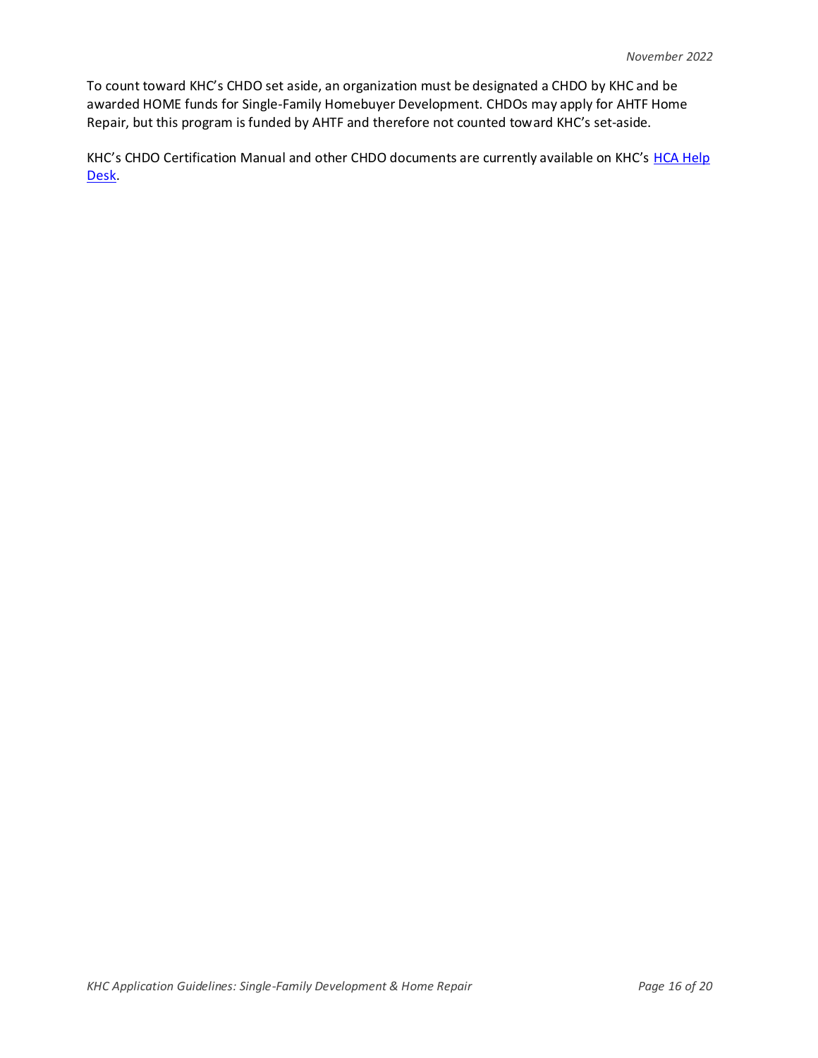To count toward KHC's CHDO set aside, an organization must be designated a CHDO by KHC and be awarded HOME funds for Single-Family Homebuyer Development. CHDOs may apply for AHTF Home Repair, but this program is funded by AHTF and therefore not counted toward KHC's set-aside.

KHC's CHDO Certification Manual and other CHDO documents are currently available on KHC's HCA Help Desk.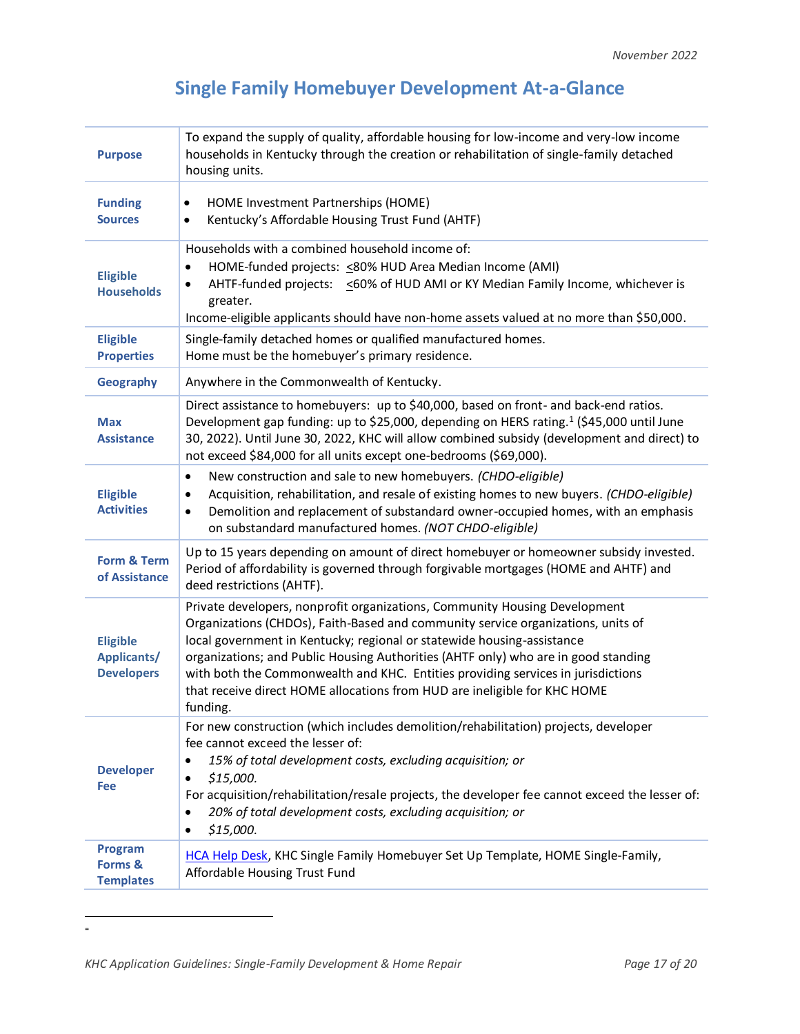November 2022

# Single Family Homebuyer Development At-a-Glance

| | |
|---|---|
| **Purpose** | To expand the supply of quality, affordable housing for low-income and very-low income households in Kentucky through the creation or rehabilitation of single-family detached housing units. |
| **Funding Sources** | • HOME Investment Partnerships (HOME)<br>• Kentucky's Affordable Housing Trust Fund (AHTF) |
| **Eligible Households** | Households with a combined household income of:<br>• HOME-funded projects: <80% HUD Area Median Income (AMI)<br>• AHTF-funded projects: <60% of HUD AMI or KY Median Family Income, whichever is greater.<br>Income-eligible applicants should have non-home assets valued at no more than $50,000. |
| **Eligible Properties** | Single-family detached homes or qualified manufactured homes.<br>Home must be the homebuyer's primary residence. |
| **Geography** | Anywhere in the Commonwealth of Kentucky. |
| **Max Assistance** | Direct assistance to homebuyers: up to $40,000, based on front- and back-end ratios. Development gap funding: up to $25,000, depending on HERS rating.[1] ($45,000 until June 30, 2022). Until June 30, 2022, KHC will allow combined subsidy (development and direct) to not exceed $84,000 for all units except one-bedrooms ($69,000). |
| **Eligible Activities** | • New construction and sale to new homebuyers. *(CHDO-eligible)*<br>• Acquisition, rehabilitation, and resale of existing homes to new buyers. *(CHDO-eligible)*<br>• Demolition and replacement of substandard owner-occupied homes, with an emphasis on substandard manufactured homes. *(NOT CHDO-eligible)* |
| **Form & Term of Assistance** | Up to 15 years depending on amount of direct homebuyer or homeowner subsidy invested. Period of affordability is governed through forgivable mortgages (HOME and AHTF) and deed restrictions (AHTF). |
| **Eligible Applicants/ Developers** | Private developers, nonprofit organizations, Community Housing Development Organizations (CHDOs), Faith-Based and community service organizations, units of local government in Kentucky; regional or statewide housing-assistance organizations; and Public Housing Authorities (AHTF only) who are in good standing with both the Commonwealth and KHC. Entities providing services in jurisdictions that receive direct HOME allocations from HUD are ineligible for KHC HOME funding. |
| **Developer Fee** | For new construction (which includes demolition/rehabilitation) projects, developer fee cannot exceed the lesser of:<br>• *15% of total development costs, excluding acquisition; or*<br>• *$15,000.*<br>For acquisition/rehabilitation/resale projects, the developer fee cannot exceed the lesser of:<br>• *20% of total development costs, excluding acquisition; or*<br>• *$15,000.* |
| **Program Forms & Templates** | HCA Help Desk, KHC Single Family Homebuyer Set Up Template, HOME Single-Family, Affordable Housing Trust Fund |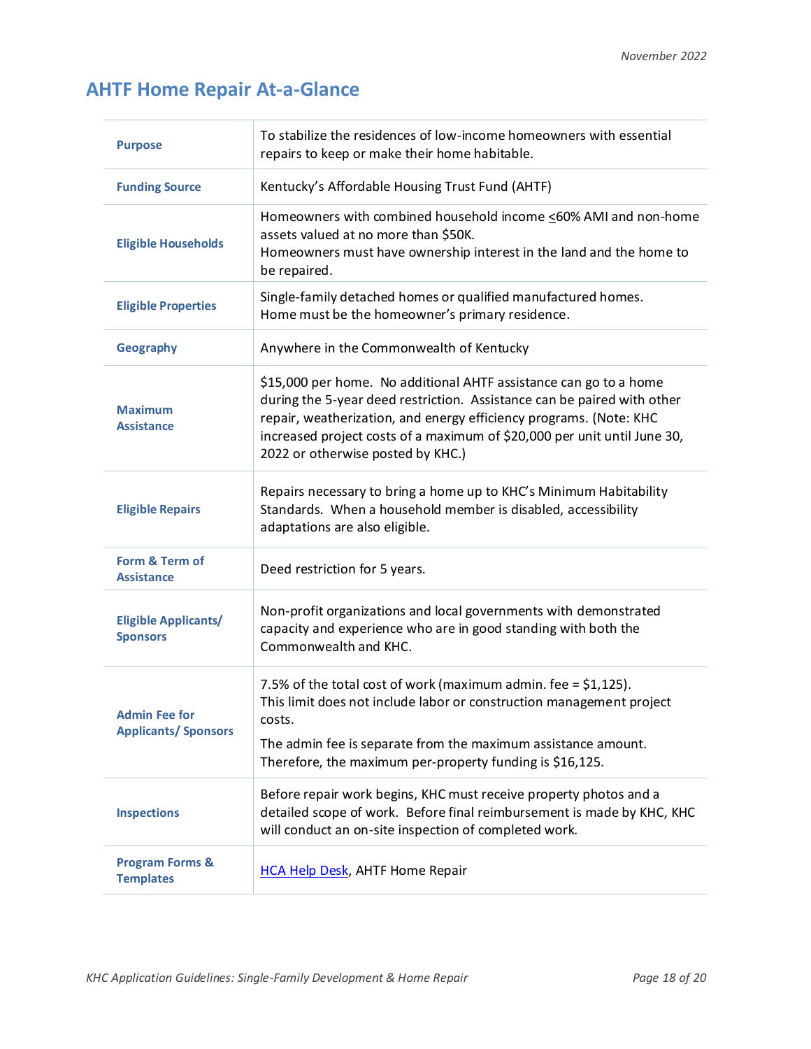*November 2022*

## AHTF Home Repair At-a-Glance

| | |
|---|---|
| **Purpose** | To stabilize the residences of low-income homeowners with essential repairs to keep or make their home habitable. |
| **Funding Source** | Kentucky's Affordable Housing Trust Fund (AHTF) |
| **Eligible Households** | Homeowners with combined household income ≤60% AMI and non-home assets valued at no more than $50K.<br>Homeowners must have ownership interest in the land and the home to be repaired. |
| **Eligible Properties** | Single-family detached homes or qualified manufactured homes.<br>Home must be the homeowner's primary residence. |
| **Geography** | Anywhere in the Commonwealth of Kentucky |
| **Maximum Assistance** | $15,000 per home. No additional AHTF assistance can go to a home during the 5-year deed restriction. Assistance can be paired with other repair, weatherization, and energy efficiency programs. (Note: KHC increased project costs of a maximum of $20,000 per unit until June 30, 2022 or otherwise posted by KHC.) |
| **Eligible Repairs** | Repairs necessary to bring a home up to KHC's Minimum Habitability Standards. When a household member is disabled, accessibility adaptations are also eligible. |
| **Form & Term of Assistance** | Deed restriction for 5 years. |
| **Eligible Applicants/ Sponsors** | Non-profit organizations and local governments with demonstrated capacity and experience who are in good standing with both the Commonwealth and KHC. |
| **Admin Fee for Applicants/ Sponsors** | 7.5% of the total cost of work (maximum admin. fee = $1,125).<br>This limit does not include labor or construction management project costs.<br>The admin fee is separate from the maximum assistance amount. Therefore, the maximum per-property funding is $16,125. |
| **Inspections** | Before repair work begins, KHC must receive property photos and a detailed scope of work. Before final reimbursement is made by KHC, KHC will conduct an on-site inspection of completed work. |
| **Program Forms & Templates** | [HCA Help Desk](), AHTF Home Repair |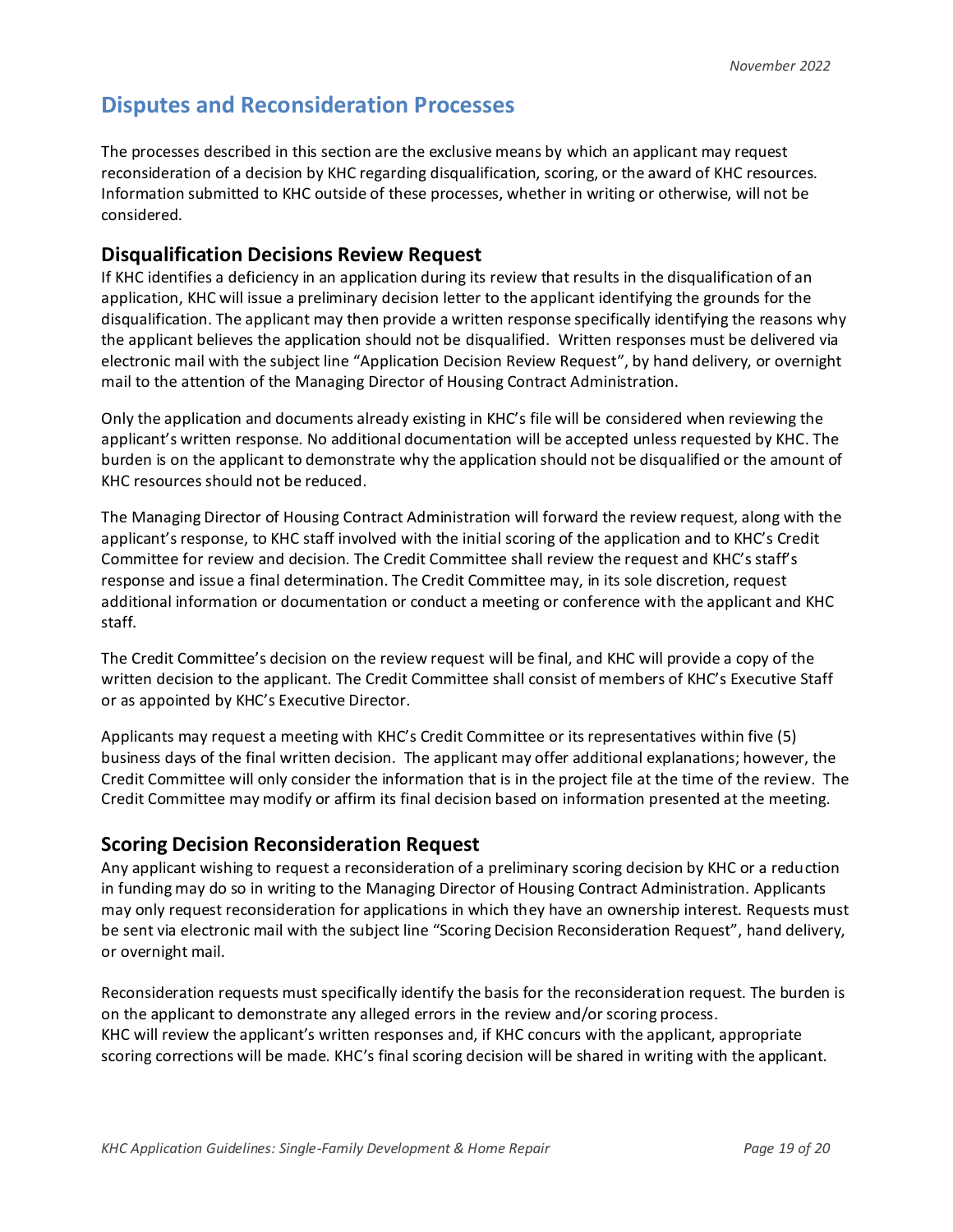## Disputes and Reconsideration Processes

The processes described in this section are the exclusive means by which an applicant may request reconsideration of a decision by KHC regarding disqualification, scoring, or the award of KHC resources. Information submitted to KHC outside of these processes, whether in writing or otherwise, will not be considered.

### Disqualification Decisions Review Request

If KHC identifies a deficiency in an application during its review that results in the disqualification of an application, KHC will issue a preliminary decision letter to the applicant identifying the grounds for the disqualification. The applicant may then provide a written response specifically identifying the reasons why the applicant believes the application should not be disqualified. Written responses must be delivered via electronic mail with the subject line "Application Decision Review Request", by hand delivery, or overnight mail to the attention of the Managing Director of Housing Contract Administration.

Only the application and documents already existing in KHC's file will be considered when reviewing the applicant's written response. No additional documentation will be accepted unless requested by KHC. The burden is on the applicant to demonstrate why the application should not be disqualified or the amount of KHC resources should not be reduced.

The Managing Director of Housing Contract Administration will forward the review request, along with the applicant's response, to KHC staff involved with the initial scoring of the application and to KHC's Credit Committee for review and decision. The Credit Committee shall review the request and KHC's staff's response and issue a final determination. The Credit Committee may, in its sole discretion, request additional information or documentation or conduct a meeting or conference with the applicant and KHC staff.

The Credit Committee's decision on the review request will be final, and KHC will provide a copy of the written decision to the applicant. The Credit Committee shall consist of members of KHC's Executive Staff or as appointed by KHC's Executive Director.

Applicants may request a meeting with KHC's Credit Committee or its representatives within five (5) business days of the final written decision. The applicant may offer additional explanations; however, the Credit Committee will only consider the information that is in the project file at the time of the review. The Credit Committee may modify or affirm its final decision based on information presented at the meeting.

### Scoring Decision Reconsideration Request

Any applicant wishing to request a reconsideration of a preliminary scoring decision by KHC or a reduction in funding may do so in writing to the Managing Director of Housing Contract Administration. Applicants may only request reconsideration for applications in which they have an ownership interest. Requests must be sent via electronic mail with the subject line "Scoring Decision Reconsideration Request", hand delivery, or overnight mail.

Reconsideration requests must specifically identify the basis for the reconsideration request. The burden is on the applicant to demonstrate any alleged errors in the review and/or scoring process.
KHC will review the applicant's written responses and, if KHC concurs with the applicant, appropriate scoring corrections will be made. KHC's final scoring decision will be shared in writing with the applicant.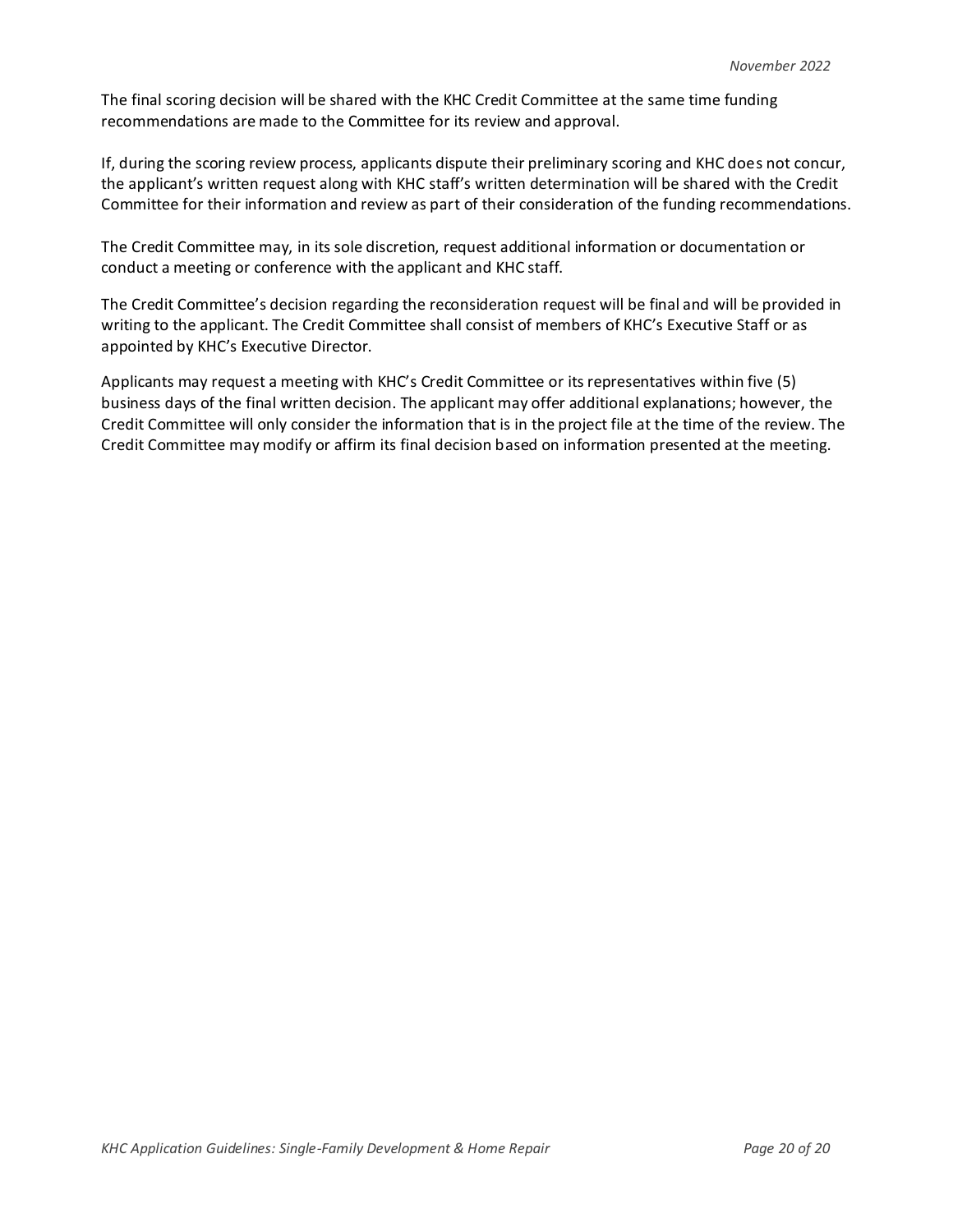The final scoring decision will be shared with the KHC Credit Committee at the same time funding recommendations are made to the Committee for its review and approval.

If, during the scoring review process, applicants dispute their preliminary scoring and KHC does not concur, the applicant's written request along with KHC staff's written determination will be shared with the Credit Committee for their information and review as part of their consideration of the funding recommendations.

The Credit Committee may, in its sole discretion, request additional information or documentation or conduct a meeting or conference with the applicant and KHC staff.

The Credit Committee's decision regarding the reconsideration request will be final and will be provided in writing to the applicant. The Credit Committee shall consist of members of KHC's Executive Staff or as appointed by KHC's Executive Director.

Applicants may request a meeting with KHC's Credit Committee or its representatives within five (5) business days of the final written decision. The applicant may offer additional explanations; however, the Credit Committee will only consider the information that is in the project file at the time of the review. The Credit Committee may modify or affirm its final decision based on information presented at the meeting.